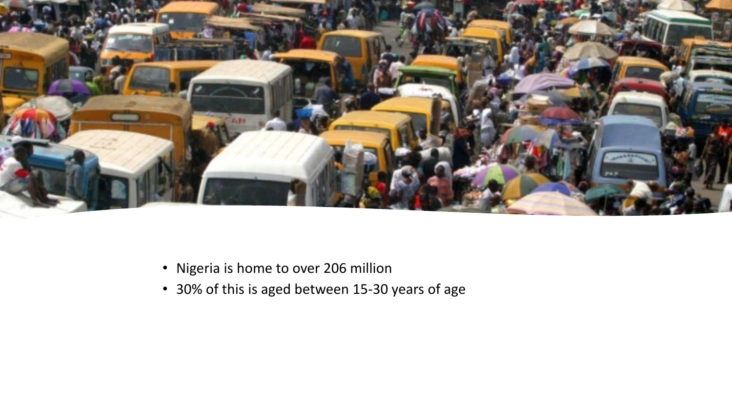- Nigeria is home to over 206 million
- 30% of this is aged between 15-30 years of age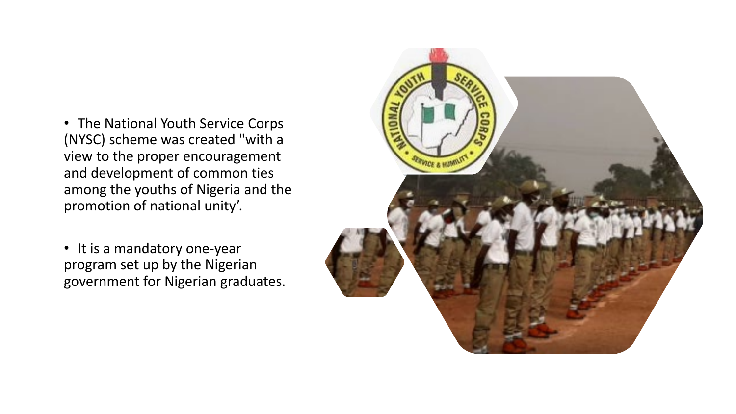- The National Youth Service Corps (NYSC) scheme was created "with a view to the proper encouragement and development of common ties among the youths of Nigeria and the promotion of national unity'.

- It is a mandatory one-year program set up by the Nigerian government for Nigerian graduates.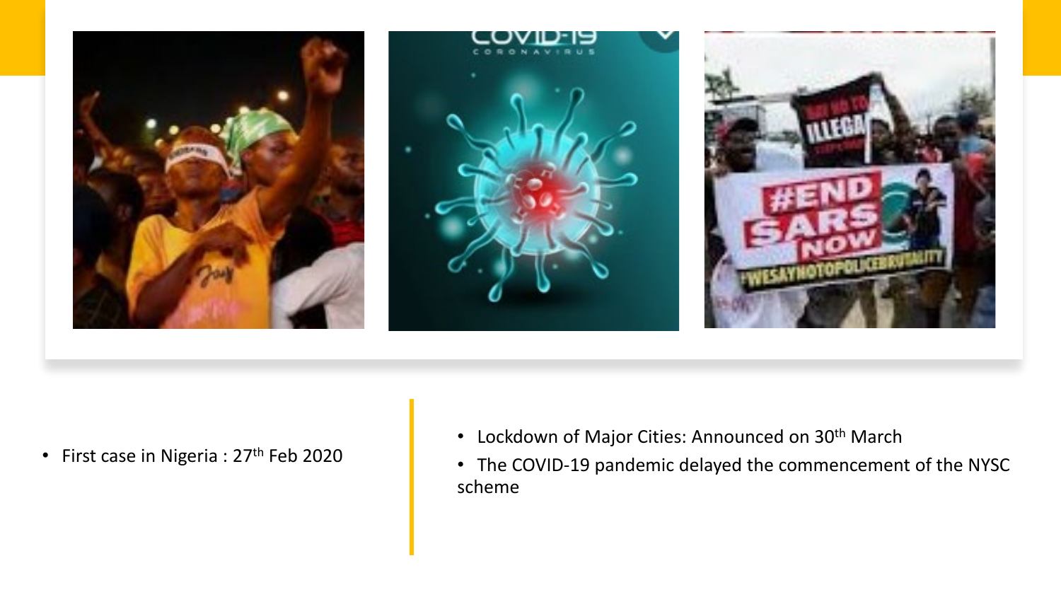- First case in Nigeria : 27th Feb 2020

- Lockdown of Major Cities: Announced on 30th March
- The COVID-19 pandemic delayed the commencement of the NYSC scheme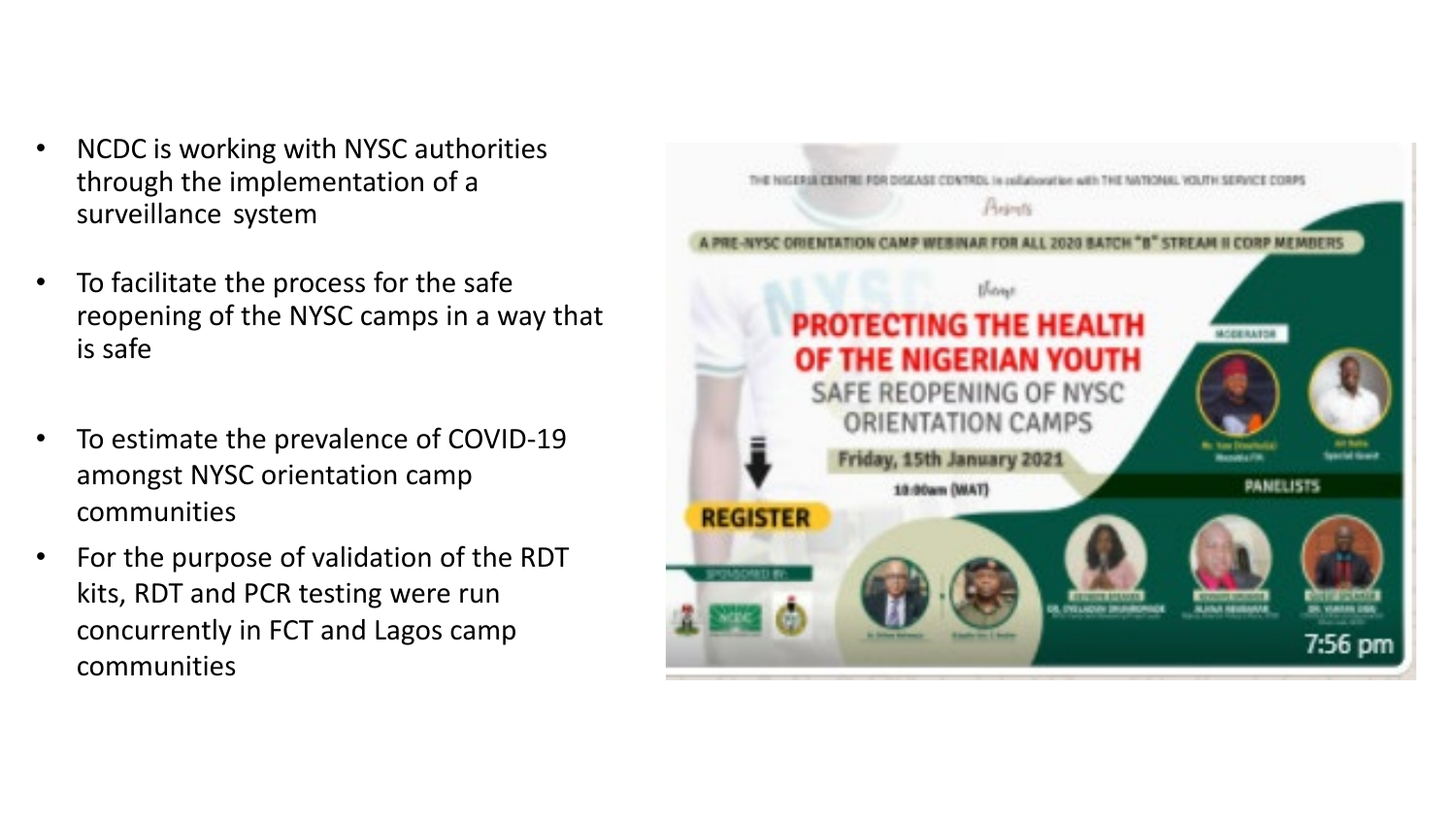- NCDC is working with NYSC authorities through the implementation of a surveillance system
- To facilitate the process for the safe reopening of the NYSC camps in a way that is safe
- To estimate the prevalence of COVID-19 amongst NYSC orientation camp communities
- For the purpose of validation of the RDT kits, RDT and PCR testing were run concurrently in FCT and Lagos camp communities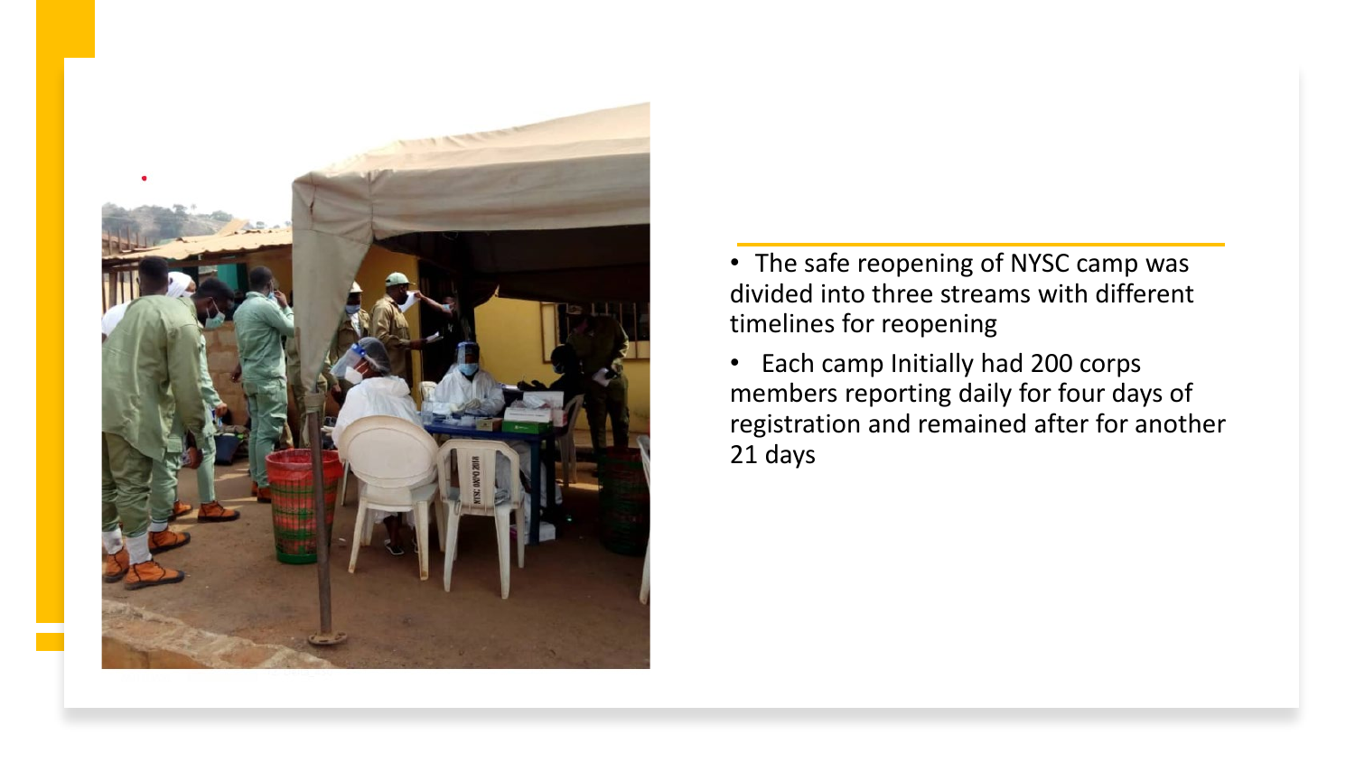- The safe reopening of NYSC camp was divided into three streams with different timelines for reopening
- Each camp Initially had 200 corps members reporting daily for four days of registration and remained after for another 21 days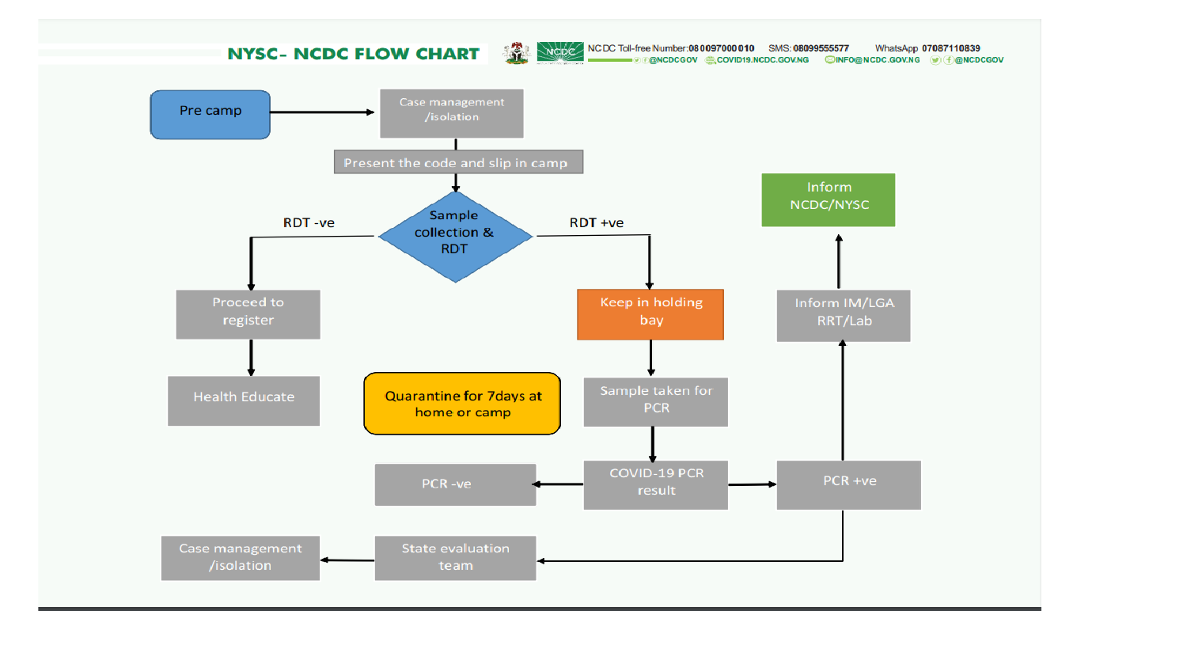# NYSC- NCDC FLOW CHART

NCDC Toll-free Number: 080 0097000010 SMS: 08099555577 WhatsApp 07087110839
@NCDCGOV COVID19.NCDC.GOV.NG INFO@NCDC.GOV.NG @NCDCGOV

- Pre camp → Case management /isolation
- Present the code and slip in camp
- Sample collection & RDT
  - RDT -ve → Proceed to register → Health Educate
  - RDT +ve → Keep in holding bay → Sample taken for PCR → COVID-19 PCR result
    - PCR -ve
    - PCR +ve → Inform IM/LGA RRT/Lab → Inform NCDC/NYSC
    - PCR +ve → State evaluation team → Case management /isolation
- Quarantine for 7days at home or camp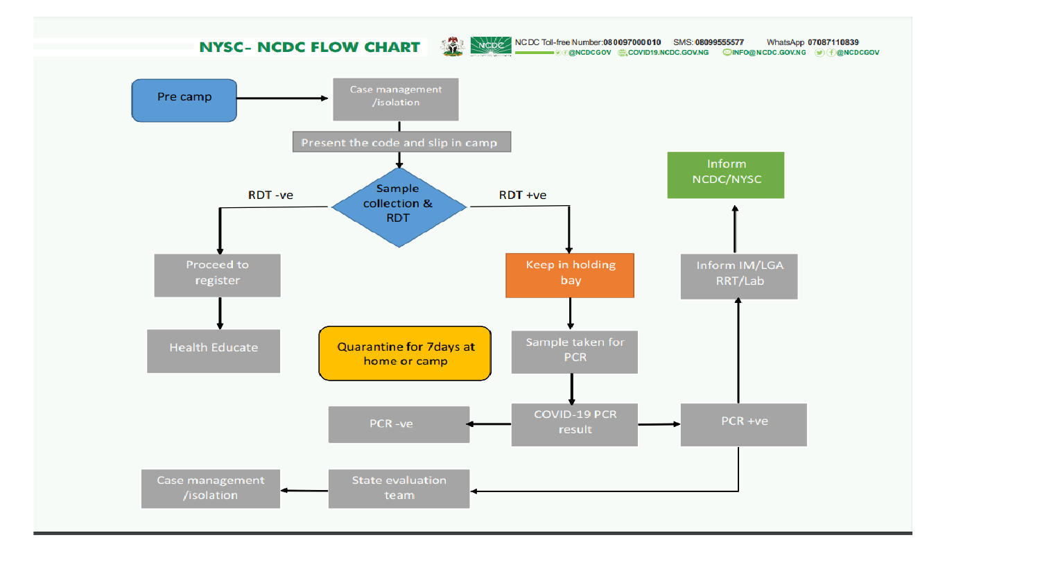## NYSC- NCDC FLOW CHART

NCDC Toll-free Number: 080097000010 SMS: 08099555577 WhatsApp 07087110839
@NCDCGOV COVID19.NCDC.GOV.NG INFO@NCDC.GOV.NG @NCDCGOV

- Pre camp → Case management /isolation
- Present the code and slip in camp
- Sample collection & RDT
  - RDT -ve → Proceed to register → Health Educate
  - RDT +ve → Keep in holding bay → Sample taken for PCR → COVID-19 PCR result
    - PCR -ve
    - PCR +ve → Inform IM/LGA RRT/Lab → Inform NCDC/NYSC
    - PCR +ve → State evaluation team → Case management /isolation

Quarantine for 7days at home or camp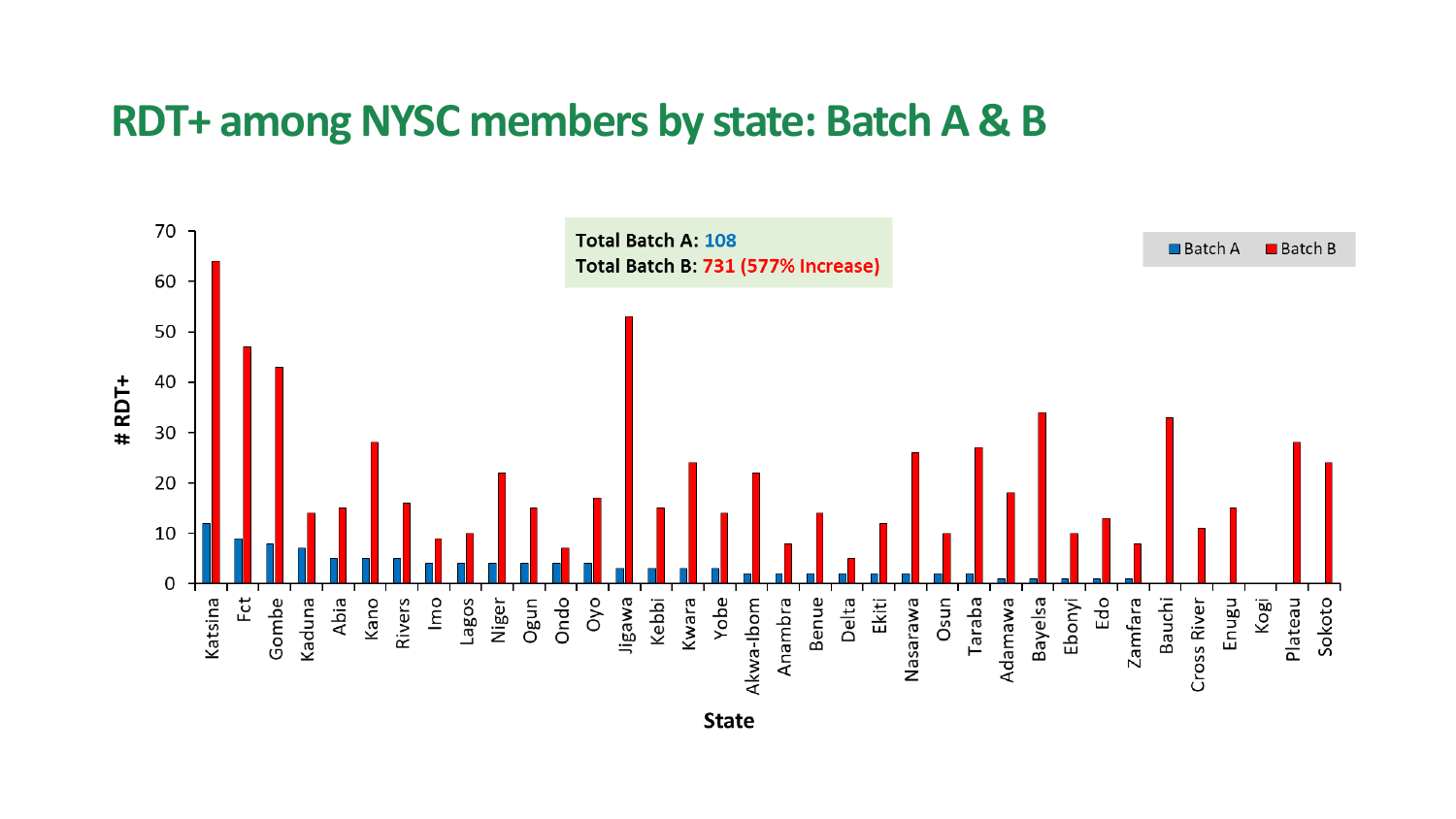# RDT+ among NYSC members by state: Batch A & B

**Total Batch A:** 108
**Total Batch B:** 731 (577% Increase)

| State | Batch A | Batch B |
|---|---|---|
| Katsina | 12 | 64 |
| Fct | 9 | 47 |
| Gombe | 8 | 43 |
| Kaduna | 7 | 14 |
| Abia | 5 | 15 |
| Kano | 5 | 28 |
| Rivers | 5 | 16 |
| Imo | 4 | 9 |
| Lagos | 4 | 10 |
| Niger | 4 | 22 |
| Ogun | 4 | 15 |
| Ondo | 4 | 7 |
| Oyo | 4 | 17 |
| Jigawa | 3 | 53 |
| Kebbi | 3 | 15 |
| Kwara | 3 | 24 |
| Yobe | 3 | 14 |
| Akwa-Ibom | 2 | 22 |
| Anambra | 2 | 8 |
| Benue | 2 | 14 |
| Delta | 2 | 5 |
| Ekiti | 2 | 12 |
| Nasarawa | 2 | 26 |
| Osun | 2 | 10 |
| Taraba | 2 | 27 |
| Adamawa | 1 | 18 |
| Bayelsa | 1 | 34 |
| Ebonyi | 1 | 10 |
| Edo | 1 | 13 |
| Zamfara | 1 | 8 |
| Bauchi | 0 | 33 |
| Cross River | 0 | 11 |
| Enugu | 0 | 15 |
| Kogi | 0 | 0 |
| Plateau | 0 | 28 |
| Sokoto | 0 | 24 |

Y-axis: # RDT+ ; X-axis: State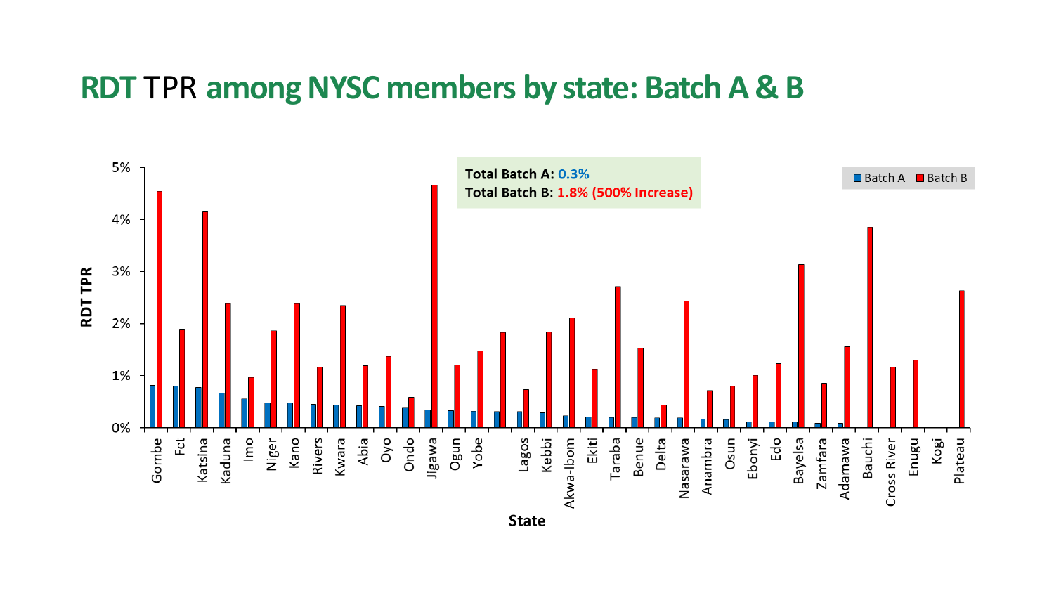# RDT TPR among NYSC members by state: Batch A & B

**Total Batch A:** 0.3%
**Total Batch B:** 1.8% (500% Increase)

Legend: Batch A, Batch B

Y-axis: RDT TPR (0%, 1%, 2%, 3%, 4%, 5%)

X-axis: State

Gombe, Fct, Katsina, Kaduna, Imo, Niger, Kano, Rivers, Kwara, Abia, Oyo, Ondo, Jigawa, Ogun, Yobe, Lagos, Kebbi, Akwa-Ibom, Ekiti, Taraba, Benue, Delta, Nasarawa, Anambra, Osun, Ebonyi, Edo, Bayelsa, Zamfara, Adamawa, Bauchi, Cross River, Enugu, Kogi, Plateau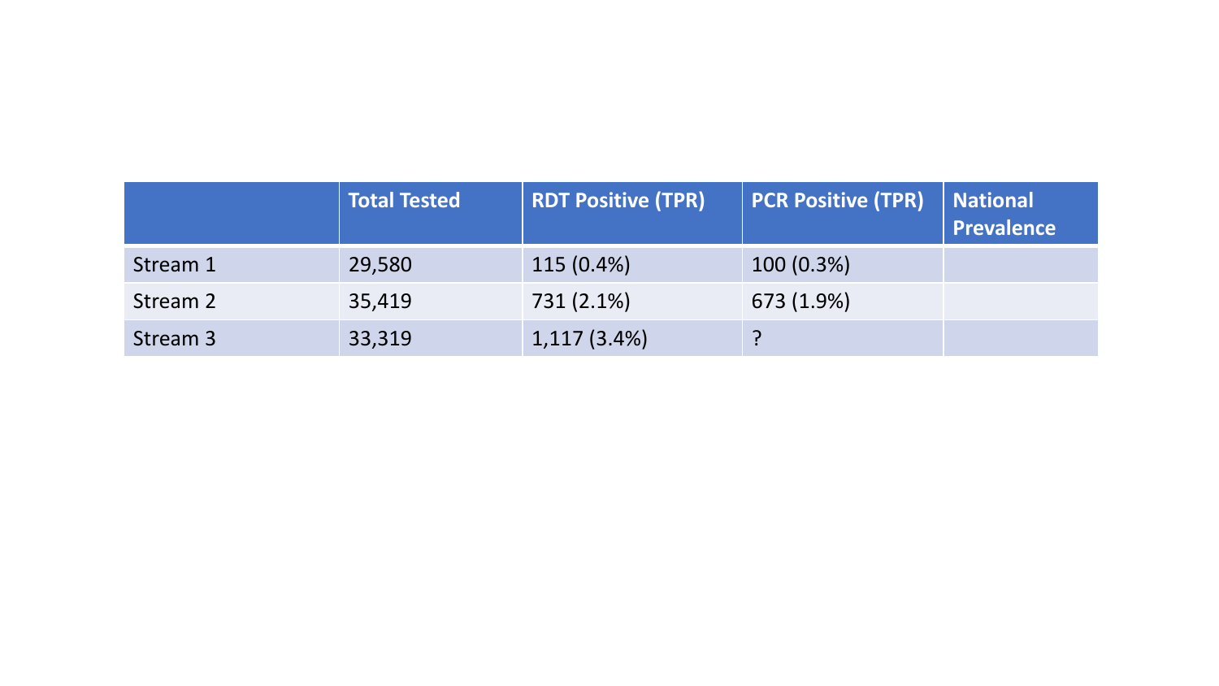| | Total Tested | RDT Positive (TPR) | PCR Positive (TPR) | National Prevalence |
|---|---|---|---|---|
| Stream 1 | 29,580 | 115 (0.4%) | 100 (0.3%) | |
| Stream 2 | 35,419 | 731 (2.1%) | 673 (1.9%) | |
| Stream 3 | 33,319 | 1,117 (3.4%) | ? | |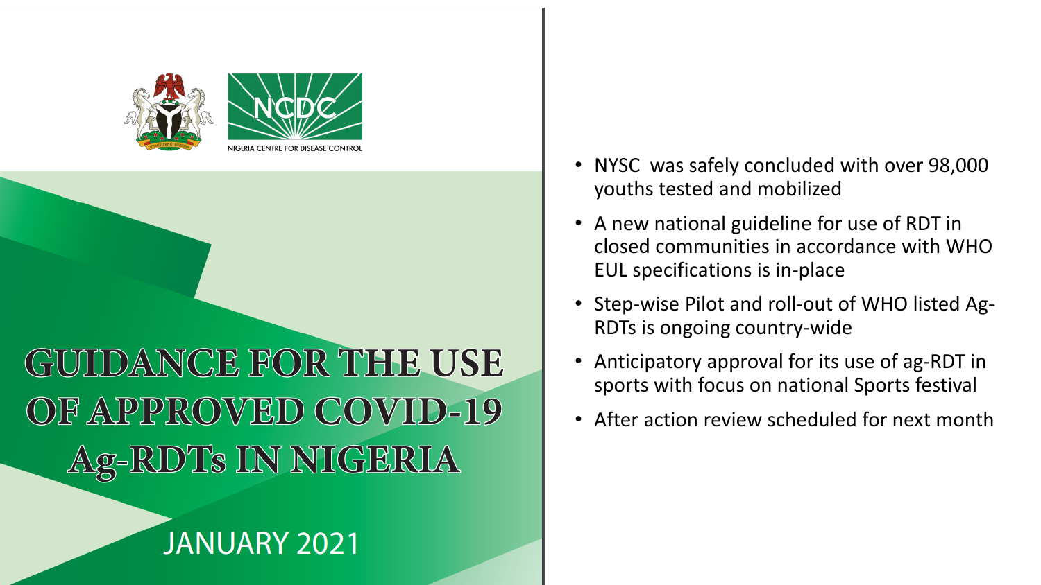NIGERIA CENTRE FOR DISEASE CONTROL

# GUIDANCE FOR THE USE OF APPROVED COVID-19 Ag-RDTs IN NIGERIA

JANUARY 2021

- NYSC was safely concluded with over 98,000 youths tested and mobilized
- A new national guideline for use of RDT in closed communities in accordance with WHO EUL specifications is in-place
- Step-wise Pilot and roll-out of WHO listed Ag-RDTs is ongoing country-wide
- Anticipatory approval for its use of ag-RDT in sports with focus on national Sports festival
- After action review scheduled for next month